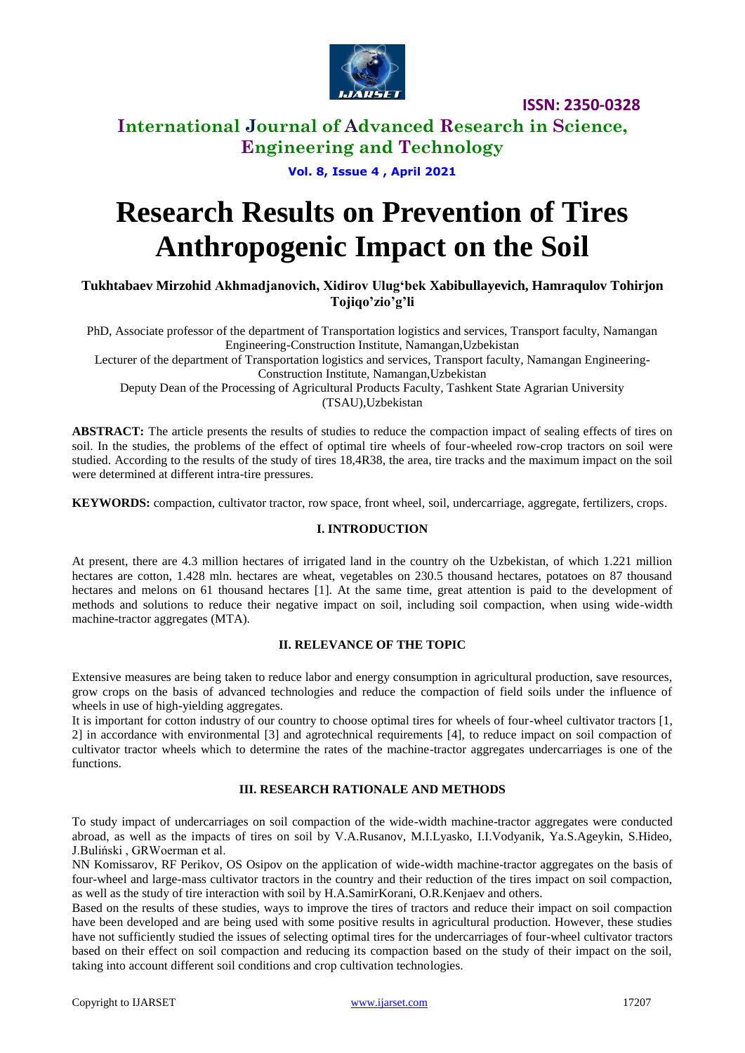# Research Results on Prevention of Tires Anthropogenic Impact on the Soil

**Tukhtabaev Mirzohid Akhmadjanovich, Xidirov Ulug'bek Xabibullayevich, Hamraqulov Tohirjon Tojiqo'zio'g'li**

PhD, Associate professor of the department of Transportation logistics and services, Transport faculty, Namangan Engineering-Construction Institute, Namangan,Uzbekistan

Lecturer of the department of Transportation logistics and services, Transport faculty, Namangan Engineering-Construction Institute, Namangan,Uzbekistan

Deputy Dean of the Processing of Agricultural Products Faculty, Tashkent State Agrarian University (TSAU),Uzbekistan

**ABSTRACT:** The article presents the results of studies to reduce the compaction impact of sealing effects of tires on soil. In the studies, the problems of the effect of optimal tire wheels of four-wheeled row-crop tractors on soil were studied. According to the results of the study of tires 18,4R38, the area, tire tracks and the maximum impact on the soil were determined at different intra-tire pressures.

**KEYWORDS:** compaction, cultivator tractor, row space, front wheel, soil, undercarriage, aggregate, fertilizers, crops.

## I. INTRODUCTION

At present, there are 4.3 million hectares of irrigated land in the country oh the Uzbekistan, of which 1.221 million hectares are cotton, 1.428 mln. hectares are wheat, vegetables on 230.5 thousand hectares, potatoes on 87 thousand hectares and melons on 61 thousand hectares [1]. At the same time, great attention is paid to the development of methods and solutions to reduce their negative impact on soil, including soil compaction, when using wide-width machine-tractor aggregates (MTA).

## II. RELEVANCE OF THE TOPIC

Extensive measures are being taken to reduce labor and energy consumption in agricultural production, save resources, grow crops on the basis of advanced technologies and reduce the compaction of field soils under the influence of wheels in use of high-yielding aggregates.

It is important for cotton industry of our country to choose optimal tires for wheels of four-wheel cultivator tractors [1, 2] in accordance with environmental [3] and agrotechnical requirements [4], to reduce impact on soil compaction of cultivator tractor wheels which to determine the rates of the machine-tractor aggregates undercarriages is one of the functions.

## III. RESEARCH RATIONALE AND METHODS

To study impact of undercarriages on soil compaction of the wide-width machine-tractor aggregates were conducted abroad, as well as the impacts of tires on soil by V.A.Rusanov, M.I.Lyasko, I.I.Vodyanik, Ya.S.Ageykin, S.Hideo, J.Buliński , GRWoerman et al.

NN Komissarov, RF Perikov, OS Osipov on the application of wide-width machine-tractor aggregates on the basis of four-wheel and large-mass cultivator tractors in the country and their reduction of the tires impact on soil compaction, as well as the study of tire interaction with soil by H.A.SamirKorani, O.R.Kenjaev and others.

Based on the results of these studies, ways to improve the tires of tractors and reduce their impact on soil compaction have been developed and are being used with some positive results in agricultural production. However, these studies have not sufficiently studied the issues of selecting optimal tires for the undercarriages of four-wheel cultivator tractors based on their effect on soil compaction and reducing its compaction based on the study of their impact on the soil, taking into account different soil conditions and crop cultivation technologies.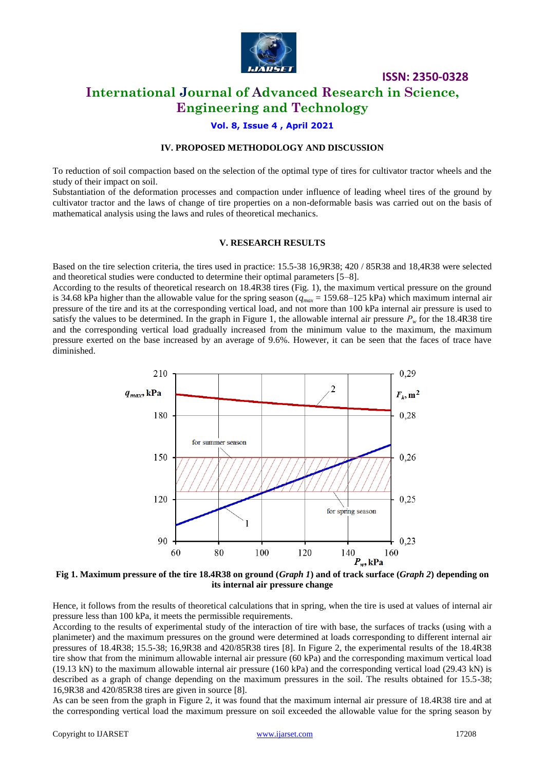## IV. PROPOSED METHODOLOGY AND DISCUSSION

To reduction of soil compaction based on the selection of the optimal type of tires for cultivator tractor wheels and the study of their impact on soil.

Substantiation of the deformation processes and compaction under influence of leading wheel tires of the ground by cultivator tractor and the laws of change of tire properties on a non-deformable basis was carried out on the basis of mathematical analysis using the laws and rules of theoretical mechanics.

## V. RESEARCH RESULTS

Based on the tire selection criteria, the tires used in practice: 15.5-38 16,9R38; 420 / 85R38 and 18,4R38 were selected and theoretical studies were conducted to determine their optimal parameters [5–8].

According to the results of theoretical research on 18.4R38 tires (Fig. 1), the maximum vertical pressure on the ground is 34.68 kPa higher than the allowable value for the spring season ($q_{max}$ = 159.68–125 kPa) which maximum internal air pressure of the tire and its at the corresponding vertical load, and not more than 100 kPa internal air pressure is used to satisfy the values to be determined. In the graph in Figure 1, the allowable internal air pressure $P_w$ for the 18.4R38 tire and the corresponding vertical load gradually increased from the minimum value to the maximum, the maximum pressure exerted on the base increased by an average of 9.6%. However, it can be seen that the faces of trace have diminished.

**Fig 1. Maximum pressure of the tire 18.4R38 on ground (*Graph 1*) and of track surface (*Graph 2*) depending on its internal air pressure change**

Hence, it follows from the results of theoretical calculations that in spring, when the tire is used at values of internal air pressure less than 100 kPa, it meets the permissible requirements.

According to the results of experimental study of the interaction of tire with base, the surfaces of tracks (using with a planimeter) and the maximum pressures on the ground were determined at loads corresponding to different internal air pressures of 18.4R38; 15.5-38; 16,9R38 and 420/85R38 tires [8]. In Figure 2, the experimental results of the 18.4R38 tire show that from the minimum allowable internal air pressure (60 kPa) and the corresponding maximum vertical load (19.13 kN) to the maximum allowable internal air pressure (160 kPa) and the corresponding vertical load (29.43 kN) is described as a graph of change depending on the maximum pressures in the soil. The results obtained for 15.5-38; 16,9R38 and 420/85R38 tires are given in source [8].

As can be seen from the graph in Figure 2, it was found that the maximum internal air pressure of 18.4R38 tire and at the corresponding vertical load the maximum pressure on soil exceeded the allowable value for the spring season by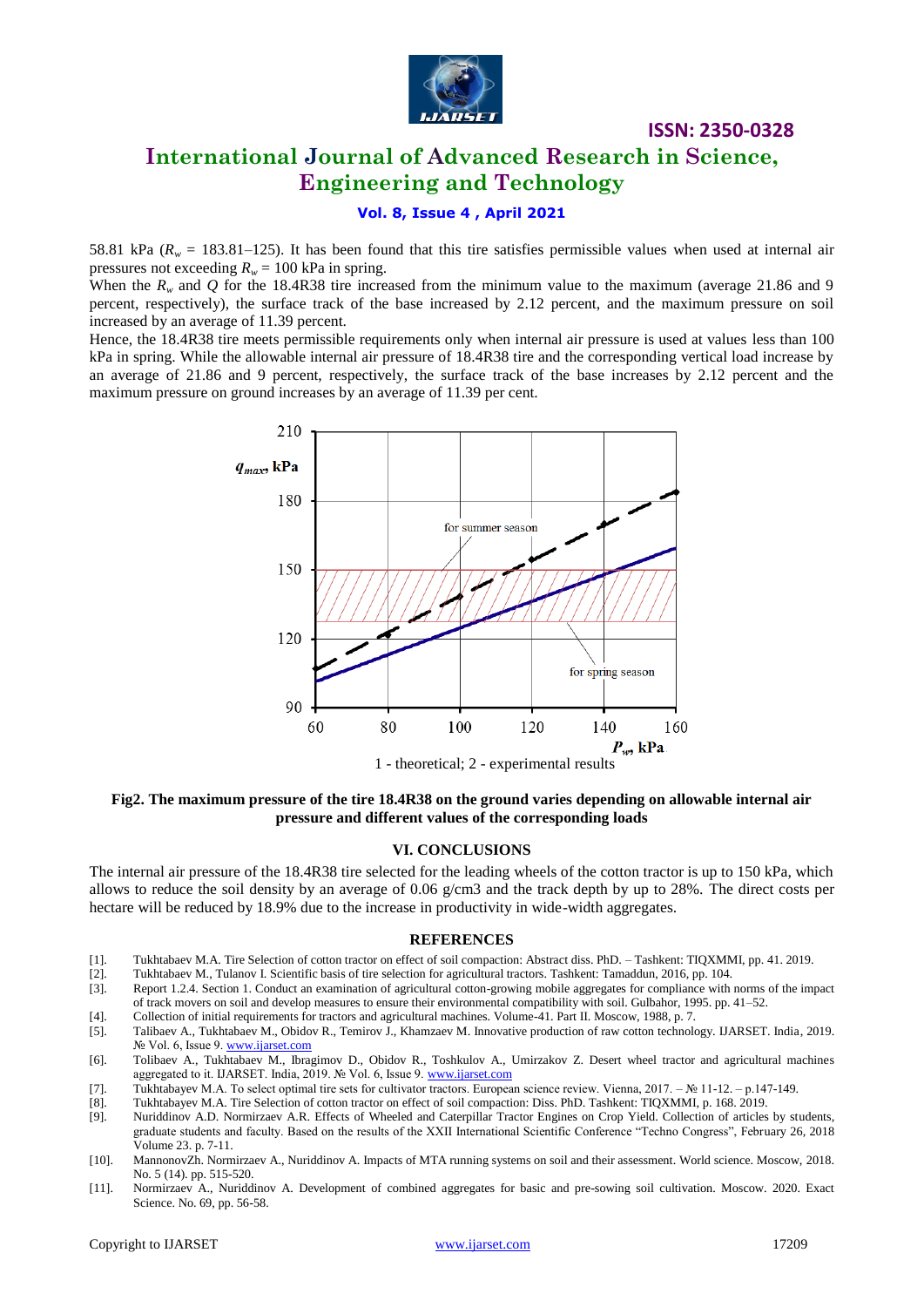58.81 kPa ($R_w$ = 183.81–125). It has been found that this tire satisfies permissible values when used at internal air pressures not exceeding $R_w$ = 100 kPa in spring.

When the $R_w$ and $Q$ for the 18.4R38 tire increased from the minimum value to the maximum (average 21.86 and 9 percent, respectively), the surface track of the base increased by 2.12 percent, and the maximum pressure on soil increased by an average of 11.39 percent.

Hence, the 18.4R38 tire meets permissible requirements only when internal air pressure is used at values less than 100 kPa in spring. While the allowable internal air pressure of 18.4R38 tire and the corresponding vertical load increase by an average of 21.86 and 9 percent, respectively, the surface track of the base increases by 2.12 percent and the maximum pressure on ground increases by an average of 11.39 per cent.

1 - theoretical; 2 - experimental results

**Fig2. The maximum pressure of the tire 18.4R38 on the ground varies depending on allowable internal air pressure and different values of the corresponding loads**

## VI. CONCLUSIONS

The internal air pressure of the 18.4R38 tire selected for the leading wheels of the cotton tractor is up to 150 kPa, which allows to reduce the soil density by an average of 0.06 g/cm3 and the track depth by up to 28%. The direct costs per hectare will be reduced by 18.9% due to the increase in productivity in wide-width aggregates.

## REFERENCES

[1]. Tukhtabaev M.A. Tire Selection of cotton tractor on effect of soil compaction: Abstract diss. PhD. – Tashkent: TIQXMMI, pp. 41. 2019.

[2]. Tukhtabaev M., Tulanov I. Scientific basis of tire selection for agricultural tractors. Tashkent: Tamaddun, 2016, pp. 104.

[3]. Report 1.2.4. Section 1. Conduct an examination of agricultural cotton-growing mobile aggregates for compliance with norms of the impact of track movers on soil and develop measures to ensure their environmental compatibility with soil. Gulbahor, 1995. pp. 41–52.

[4]. Collection of initial requirements for tractors and agricultural machines. Volume-41. Part II. Moscow, 1988, p. 7.

[5]. Talibaev A., Tukhtabaev M., Obidov R., Temirov J., Khamzaev M. Innovative production of raw cotton technology. IJARSET. India, 2019. № Vol. 6, Issue 9. www.ijarset.com

[6]. Tolibaev A., Tukhtabaev M., Ibragimov D., Obidov R., Toshkulov A., Umirzakov Z. Desert wheel tractor and agricultural machines aggregated to it. IJARSET. India, 2019. № Vol. 6, Issue 9. www.ijarset.com

[7]. Tukhtabayev M.A. To select optimal tire sets for cultivator tractors. European science review. Vienna, 2017. – № 11-12. – p.147-149.

[8]. Tukhtabayev M.A. Tire Selection of cotton tractor on effect of soil compaction: Diss. PhD. Tashkent: TIQXMMI, p. 168. 2019.

[9]. Nuriddinov A.D. Normirzaev A.R. Effects of Wheeled and Caterpillar Tractor Engines on Crop Yield. Collection of articles by students, graduate students and faculty. Based on the results of the XXII International Scientific Conference "Techno Congress", February 26, 2018 Volume 23. p. 7-11.

[10]. MannonovZh. Normirzaev A., Nuriddinov A. Impacts of MTA running systems on soil and their assessment. World science. Moscow, 2018. No. 5 (14). pp. 515-520.

[11]. Normirzaev A., Nuriddinov A. Development of combined aggregates for basic and pre-sowing soil cultivation. Moscow. 2020. Exact Science. No. 69, pp. 56-58.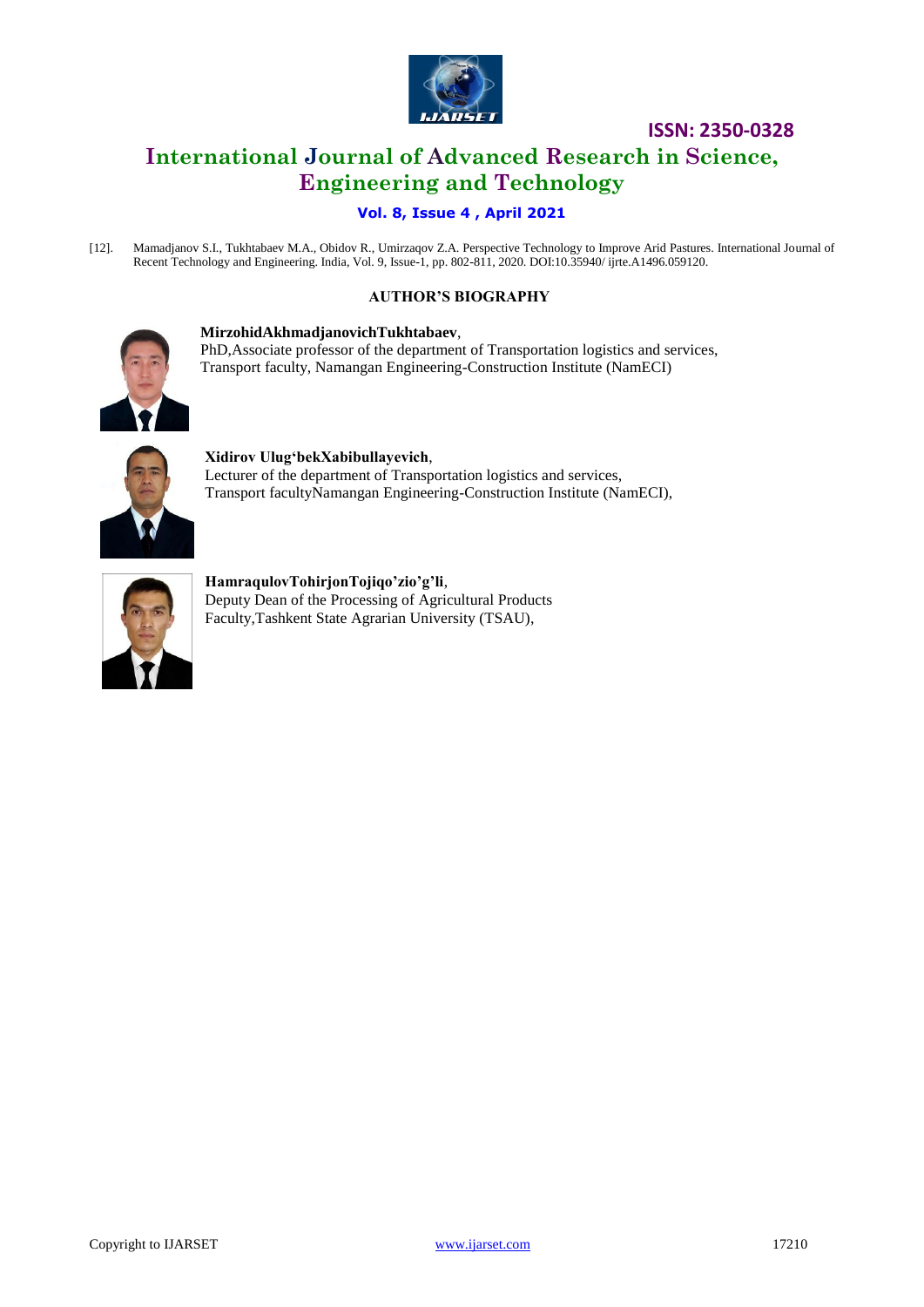[12]. Mamadjanov S.I., Tukhtabaev M.A., Obidov R., Umirzaqov Z.A. Perspective Technology to Improve Arid Pastures. International Journal of Recent Technology and Engineering. India, Vol. 9, Issue-1, pp. 802-811, 2020. DOI:10.35940/ ijrte.A1496.059120.

## AUTHOR'S BIOGRAPHY

**MirzohidAkhmadjanovichTukhtabaev**,
PhD,Associate professor of the department of Transportation logistics and services, Transport faculty, Namangan Engineering-Construction Institute (NamECI)

**Xidirov Ulug'bekXabibullayevich**,
Lecturer of the department of Transportation logistics and services, Transport facultyNamangan Engineering-Construction Institute (NamECI),

**HamraqulovTohirjonTojiqo'zio'g'li**,
Deputy Dean of the Processing of Agricultural Products Faculty,Tashkent State Agrarian University (TSAU),